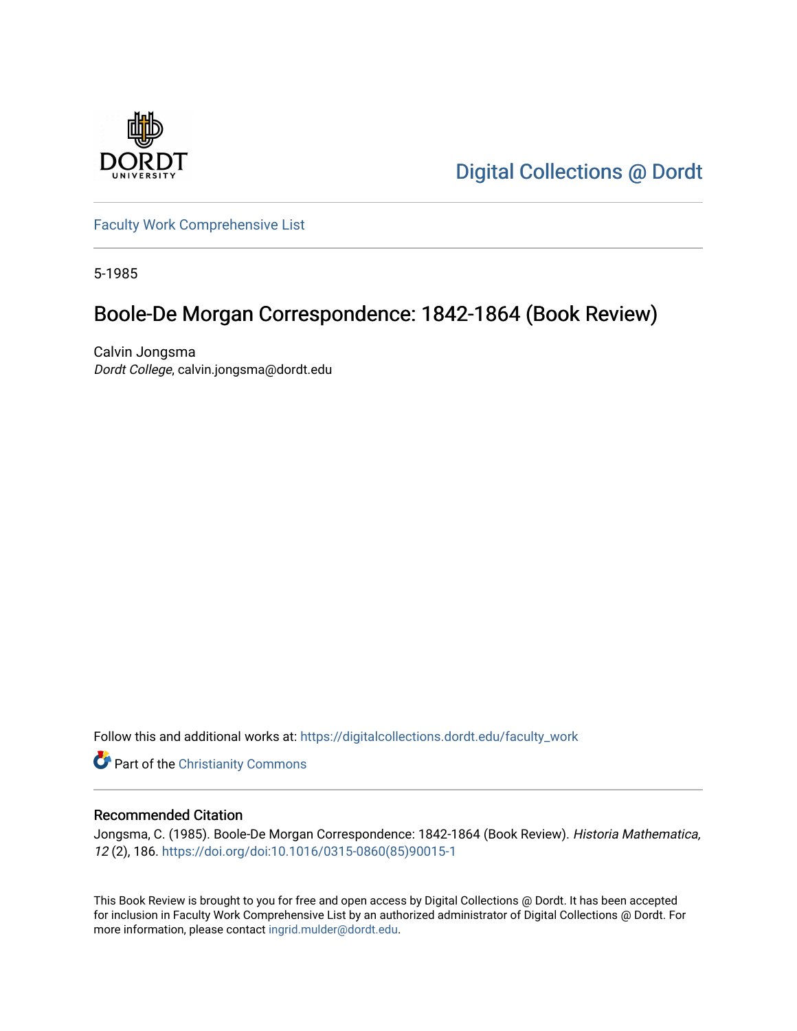Digital Collections @ Dordt

Faculty Work Comprehensive List

5-1985

# Boole-De Morgan Correspondence: 1842-1864 (Book Review)

Calvin Jongsma
*Dordt College*, calvin.jongsma@dordt.edu

Follow this and additional works at: https://digitalcollections.dordt.edu/faculty_work

Part of the Christianity Commons

## Recommended Citation

Jongsma, C. (1985). Boole-De Morgan Correspondence: 1842-1864 (Book Review). *Historia Mathematica, 12* (2), 186. https://doi.org/doi:10.1016/0315-0860(85)90015-1

This Book Review is brought to you for free and open access by Digital Collections @ Dordt. It has been accepted for inclusion in Faculty Work Comprehensive List by an authorized administrator of Digital Collections @ Dordt. For more information, please contact ingrid.mulder@dordt.edu.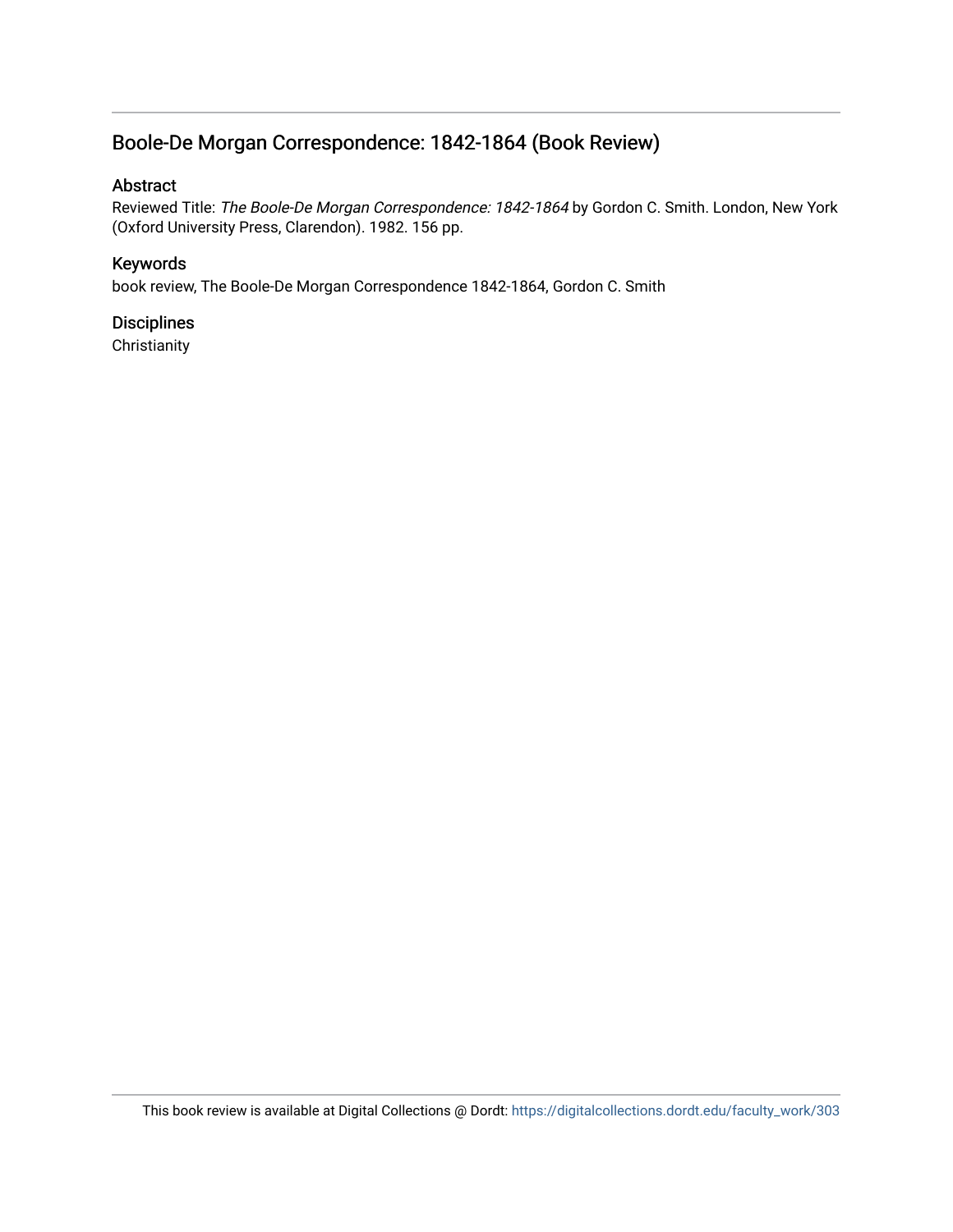## Boole-De Morgan Correspondence: 1842-1864 (Book Review)

### Abstract

Reviewed Title: *The Boole-De Morgan Correspondence: 1842-1864* by Gordon C. Smith. London, New York (Oxford University Press, Clarendon). 1982. 156 pp.

### Keywords

book review, The Boole-De Morgan Correspondence 1842-1864, Gordon C. Smith

### Disciplines

Christianity

This book review is available at Digital Collections @ Dordt: https://digitalcollections.dordt.edu/faculty_work/303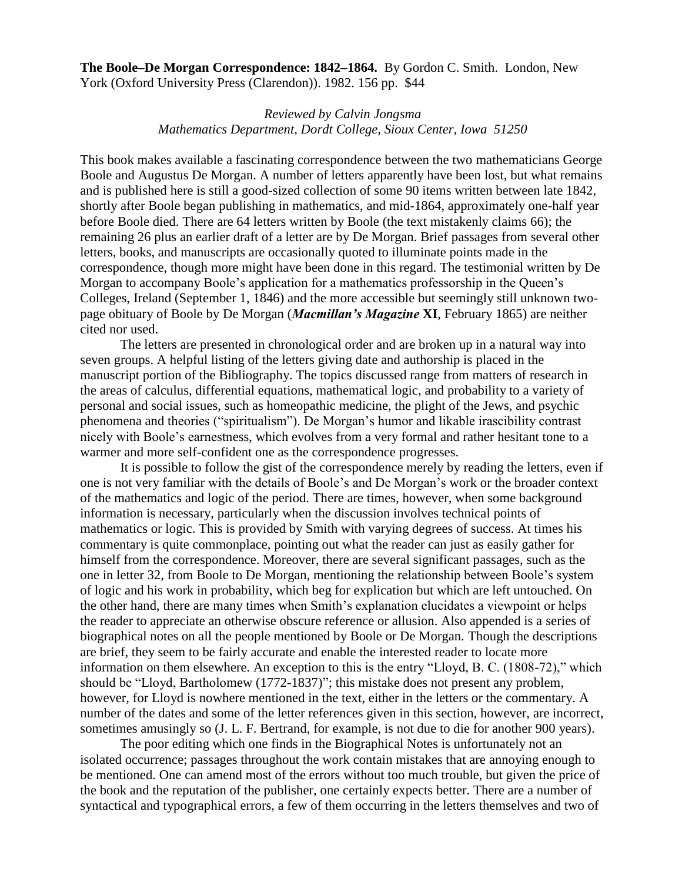**The Boole–De Morgan Correspondence: 1842–1864.** By Gordon C. Smith. London, New York (Oxford University Press (Clarendon)). 1982. 156 pp. $44

*Reviewed by Calvin Jongsma*
*Mathematics Department, Dordt College, Sioux Center, Iowa 51250*

This book makes available a fascinating correspondence between the two mathematicians George Boole and Augustus De Morgan. A number of letters apparently have been lost, but what remains and is published here is still a good-sized collection of some 90 items written between late 1842, shortly after Boole began publishing in mathematics, and mid-1864, approximately one-half year before Boole died. There are 64 letters written by Boole (the text mistakenly claims 66); the remaining 26 plus an earlier draft of a letter are by De Morgan. Brief passages from several other letters, books, and manuscripts are occasionally quoted to illuminate points made in the correspondence, though more might have been done in this regard. The testimonial written by De Morgan to accompany Boole's application for a mathematics professorship in the Queen's Colleges, Ireland (September 1, 1846) and the more accessible but seemingly still unknown two-page obituary of Boole by De Morgan (***Macmillan's Magazine*** **XI**, February 1865) are neither cited nor used.

The letters are presented in chronological order and are broken up in a natural way into seven groups. A helpful listing of the letters giving date and authorship is placed in the manuscript portion of the Bibliography. The topics discussed range from matters of research in the areas of calculus, differential equations, mathematical logic, and probability to a variety of personal and social issues, such as homeopathic medicine, the plight of the Jews, and psychic phenomena and theories ("spiritualism"). De Morgan's humor and likable irascibility contrast nicely with Boole's earnestness, which evolves from a very formal and rather hesitant tone to a warmer and more self-confident one as the correspondence progresses.

It is possible to follow the gist of the correspondence merely by reading the letters, even if one is not very familiar with the details of Boole's and De Morgan's work or the broader context of the mathematics and logic of the period. There are times, however, when some background information is necessary, particularly when the discussion involves technical points of mathematics or logic. This is provided by Smith with varying degrees of success. At times his commentary is quite commonplace, pointing out what the reader can just as easily gather for himself from the correspondence. Moreover, there are several significant passages, such as the one in letter 32, from Boole to De Morgan, mentioning the relationship between Boole's system of logic and his work in probability, which beg for explication but which are left untouched. On the other hand, there are many times when Smith's explanation elucidates a viewpoint or helps the reader to appreciate an otherwise obscure reference or allusion. Also appended is a series of biographical notes on all the people mentioned by Boole or De Morgan. Though the descriptions are brief, they seem to be fairly accurate and enable the interested reader to locate more information on them elsewhere. An exception to this is the entry "Lloyd, B. C. (1808-72)," which should be "Lloyd, Bartholomew (1772-1837)"; this mistake does not present any problem, however, for Lloyd is nowhere mentioned in the text, either in the letters or the commentary. A number of the dates and some of the letter references given in this section, however, are incorrect, sometimes amusingly so (J. L. F. Bertrand, for example, is not due to die for another 900 years).

The poor editing which one finds in the Biographical Notes is unfortunately not an isolated occurrence; passages throughout the work contain mistakes that are annoying enough to be mentioned. One can amend most of the errors without too much trouble, but given the price of the book and the reputation of the publisher, one certainly expects better. There are a number of syntactical and typographical errors, a few of them occurring in the letters themselves and two of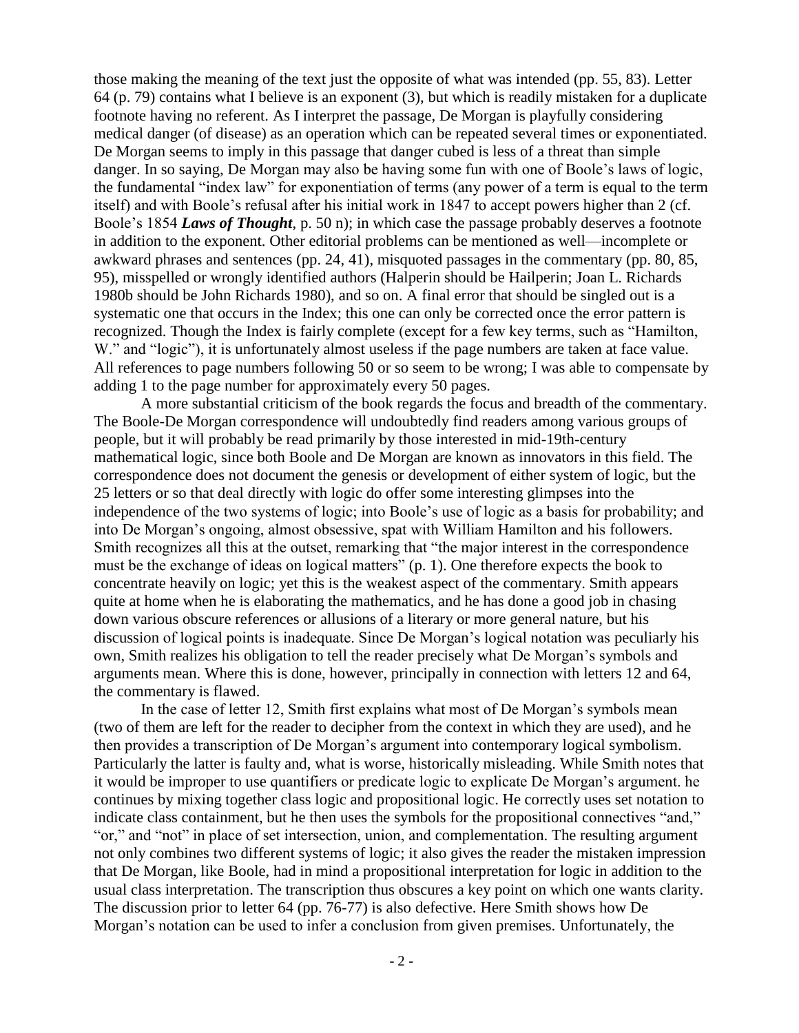those making the meaning of the text just the opposite of what was intended (pp. 55, 83). Letter 64 (p. 79) contains what I believe is an exponent (3), but which is readily mistaken for a duplicate footnote having no referent. As I interpret the passage, De Morgan is playfully considering medical danger (of disease) as an operation which can be repeated several times or exponentiated. De Morgan seems to imply in this passage that danger cubed is less of a threat than simple danger. In so saying, De Morgan may also be having some fun with one of Boole's laws of logic, the fundamental "index law" for exponentiation of terms (any power of a term is equal to the term itself) and with Boole's refusal after his initial work in 1847 to accept powers higher than 2 (cf. Boole's 1854 ***Laws of Thought***, p. 50 n); in which case the passage probably deserves a footnote in addition to the exponent. Other editorial problems can be mentioned as well—incomplete or awkward phrases and sentences (pp. 24, 41), misquoted passages in the commentary (pp. 80, 85, 95), misspelled or wrongly identified authors (Halperin should be Hailperin; Joan L. Richards 1980b should be John Richards 1980), and so on. A final error that should be singled out is a systematic one that occurs in the Index; this one can only be corrected once the error pattern is recognized. Though the Index is fairly complete (except for a few key terms, such as "Hamilton, W." and "logic"), it is unfortunately almost useless if the page numbers are taken at face value. All references to page numbers following 50 or so seem to be wrong; I was able to compensate by adding 1 to the page number for approximately every 50 pages.

A more substantial criticism of the book regards the focus and breadth of the commentary. The Boole-De Morgan correspondence will undoubtedly find readers among various groups of people, but it will probably be read primarily by those interested in mid-19th-century mathematical logic, since both Boole and De Morgan are known as innovators in this field. The correspondence does not document the genesis or development of either system of logic, but the 25 letters or so that deal directly with logic do offer some interesting glimpses into the independence of the two systems of logic; into Boole's use of logic as a basis for probability; and into De Morgan's ongoing, almost obsessive, spat with William Hamilton and his followers. Smith recognizes all this at the outset, remarking that "the major interest in the correspondence must be the exchange of ideas on logical matters" (p. 1). One therefore expects the book to concentrate heavily on logic; yet this is the weakest aspect of the commentary. Smith appears quite at home when he is elaborating the mathematics, and he has done a good job in chasing down various obscure references or allusions of a literary or more general nature, but his discussion of logical points is inadequate. Since De Morgan's logical notation was peculiarly his own, Smith realizes his obligation to tell the reader precisely what De Morgan's symbols and arguments mean. Where this is done, however, principally in connection with letters 12 and 64, the commentary is flawed.

In the case of letter 12, Smith first explains what most of De Morgan's symbols mean (two of them are left for the reader to decipher from the context in which they are used), and he then provides a transcription of De Morgan's argument into contemporary logical symbolism. Particularly the latter is faulty and, what is worse, historically misleading. While Smith notes that it would be improper to use quantifiers or predicate logic to explicate De Morgan's argument. he continues by mixing together class logic and propositional logic. He correctly uses set notation to indicate class containment, but he then uses the symbols for the propositional connectives "and," "or," and "not" in place of set intersection, union, and complementation. The resulting argument not only combines two different systems of logic; it also gives the reader the mistaken impression that De Morgan, like Boole, had in mind a propositional interpretation for logic in addition to the usual class interpretation. The transcription thus obscures a key point on which one wants clarity. The discussion prior to letter 64 (pp. 76-77) is also defective. Here Smith shows how De Morgan's notation can be used to infer a conclusion from given premises. Unfortunately, the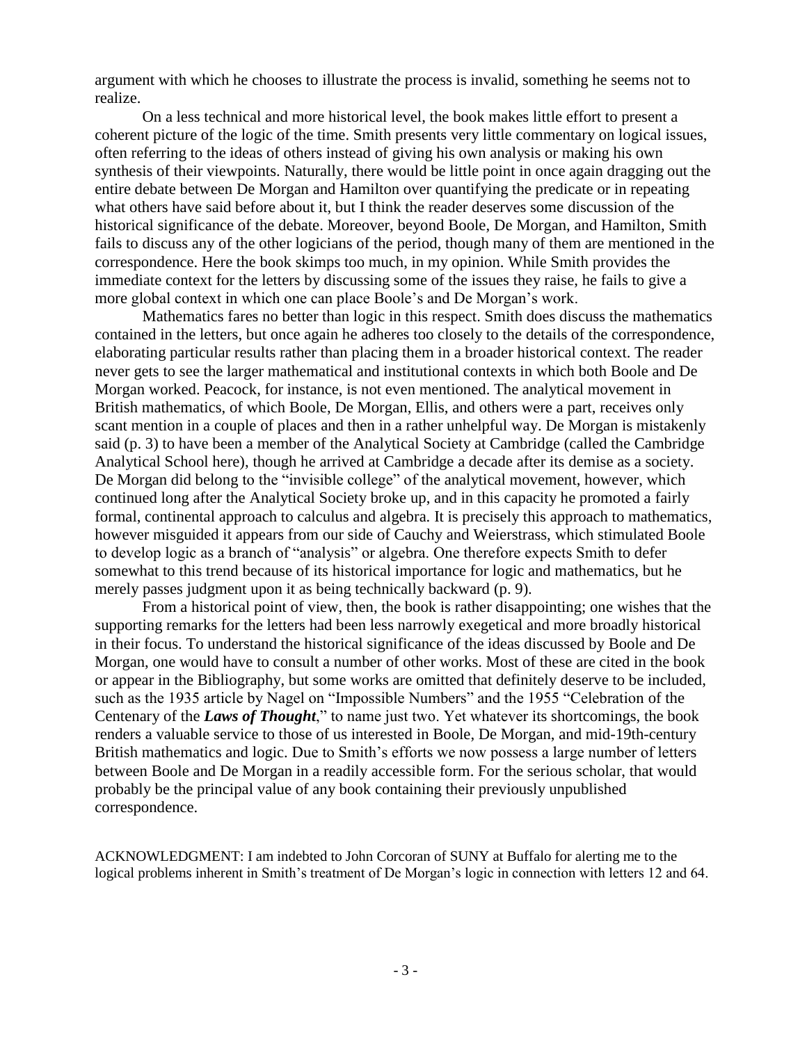argument with which he chooses to illustrate the process is invalid, something he seems not to realize.

On a less technical and more historical level, the book makes little effort to present a coherent picture of the logic of the time. Smith presents very little commentary on logical issues, often referring to the ideas of others instead of giving his own analysis or making his own synthesis of their viewpoints. Naturally, there would be little point in once again dragging out the entire debate between De Morgan and Hamilton over quantifying the predicate or in repeating what others have said before about it, but I think the reader deserves some discussion of the historical significance of the debate. Moreover, beyond Boole, De Morgan, and Hamilton, Smith fails to discuss any of the other logicians of the period, though many of them are mentioned in the correspondence. Here the book skimps too much, in my opinion. While Smith provides the immediate context for the letters by discussing some of the issues they raise, he fails to give a more global context in which one can place Boole's and De Morgan's work.

Mathematics fares no better than logic in this respect. Smith does discuss the mathematics contained in the letters, but once again he adheres too closely to the details of the correspondence, elaborating particular results rather than placing them in a broader historical context. The reader never gets to see the larger mathematical and institutional contexts in which both Boole and De Morgan worked. Peacock, for instance, is not even mentioned. The analytical movement in British mathematics, of which Boole, De Morgan, Ellis, and others were a part, receives only scant mention in a couple of places and then in a rather unhelpful way. De Morgan is mistakenly said (p. 3) to have been a member of the Analytical Society at Cambridge (called the Cambridge Analytical School here), though he arrived at Cambridge a decade after its demise as a society. De Morgan did belong to the "invisible college" of the analytical movement, however, which continued long after the Analytical Society broke up, and in this capacity he promoted a fairly formal, continental approach to calculus and algebra. It is precisely this approach to mathematics, however misguided it appears from our side of Cauchy and Weierstrass, which stimulated Boole to develop logic as a branch of "analysis" or algebra. One therefore expects Smith to defer somewhat to this trend because of its historical importance for logic and mathematics, but he merely passes judgment upon it as being technically backward (p. 9).

From a historical point of view, then, the book is rather disappointing; one wishes that the supporting remarks for the letters had been less narrowly exegetical and more broadly historical in their focus. To understand the historical significance of the ideas discussed by Boole and De Morgan, one would have to consult a number of other works. Most of these are cited in the book or appear in the Bibliography, but some works are omitted that definitely deserve to be included, such as the 1935 article by Nagel on "Impossible Numbers" and the 1955 "Celebration of the Centenary of the ***Laws of Thought***," to name just two. Yet whatever its shortcomings, the book renders a valuable service to those of us interested in Boole, De Morgan, and mid-19th-century British mathematics and logic. Due to Smith's efforts we now possess a large number of letters between Boole and De Morgan in a readily accessible form. For the serious scholar, that would probably be the principal value of any book containing their previously unpublished correspondence.

ACKNOWLEDGMENT: I am indebted to John Corcoran of SUNY at Buffalo for alerting me to the logical problems inherent in Smith's treatment of De Morgan's logic in connection with letters 12 and 64.